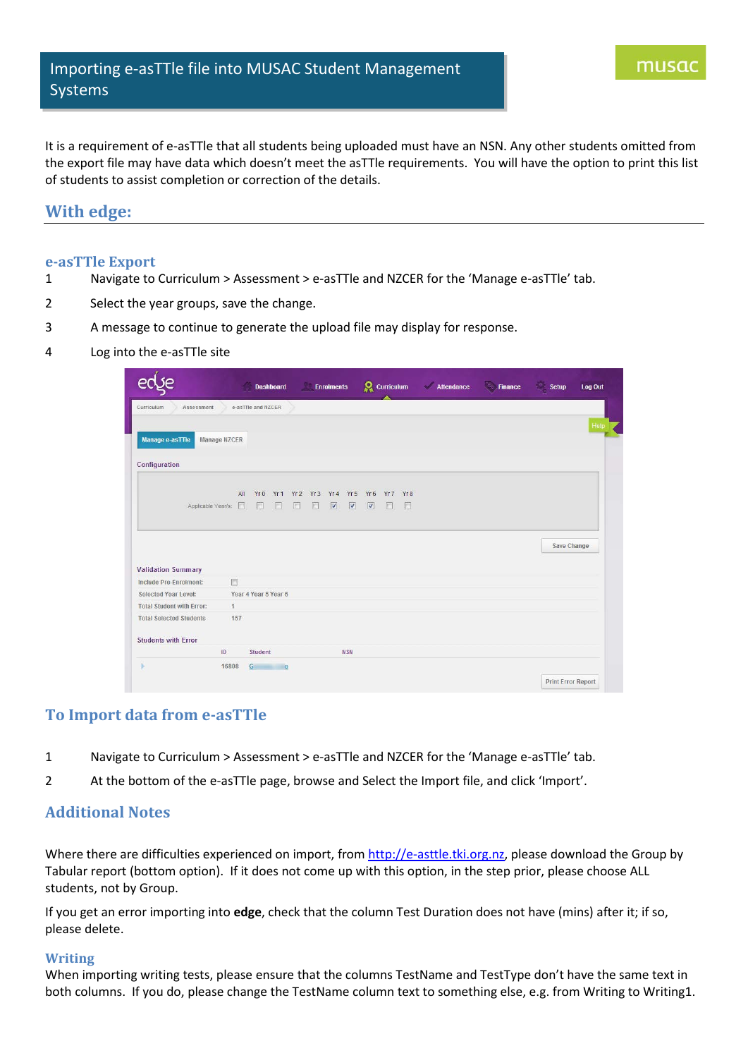# Importing e-asTTle file into MUSAC Student Management Systems

musac

It is a requirement of e-asTTle that all students being uploaded must have an NSN. Any other students omitted from the export file may have data which doesn't meet the asTTle requirements. You will have the option to print this list of students to assist completion or correction of the details.

## With edge:

### e-asTTle Export

1. Navigate to Curriculum > Assessment > e-asTTle and NZCER for the 'Manage e-asTTle' tab.
2. Select the year groups, save the change.
3. A message to continue to generate the upload file may display for response.
4. Log into the e-asTTle site

## To Import data from e-asTTle

1. Navigate to Curriculum > Assessment > e-asTTle and NZCER for the 'Manage e-asTTle' tab.
2. At the bottom of the e-asTTle page, browse and Select the Import file, and click 'Import'.

## Additional Notes

Where there are difficulties experienced on import, from http://e-asttle.tki.org.nz, please download the Group by Tabular report (bottom option). If it does not come up with this option, in the step prior, please choose ALL students, not by Group.

If you get an error importing into **edge**, check that the column Test Duration does not have (mins) after it; if so, please delete.

### Writing

When importing writing tests, please ensure that the columns TestName and TestType don't have the same text in both columns. If you do, please change the TestName column text to something else, e.g. from Writing to Writing1.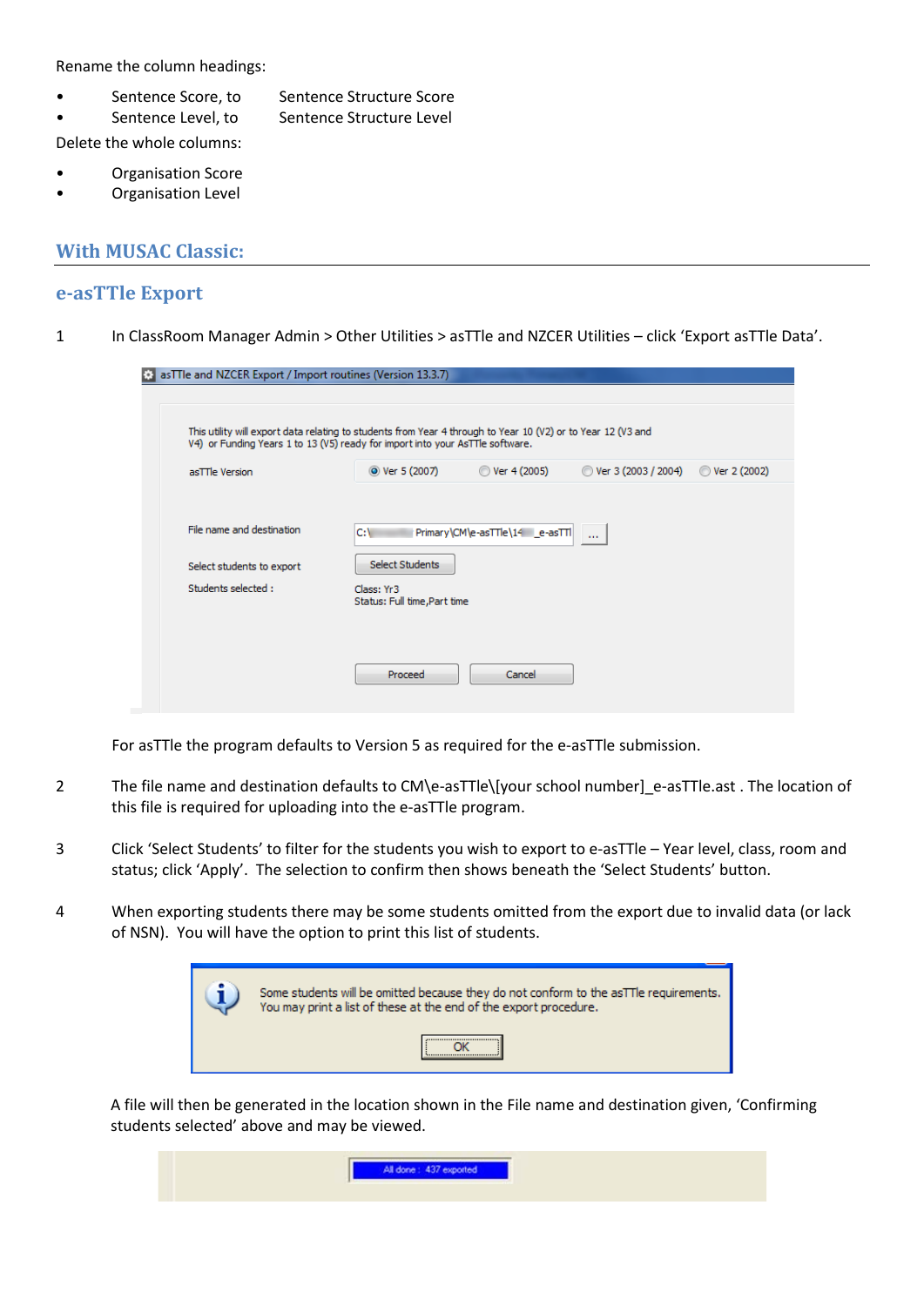Rename the column headings:

- Sentence Score, to Sentence Structure Score
- Sentence Level, to Sentence Structure Level

Delete the whole columns:

- Organisation Score
- Organisation Level

## With MUSAC Classic:

### e-asTTle Export

1 In ClassRoom Manager Admin > Other Utilities > asTTle and NZCER Utilities – click 'Export asTTle Data'.

For asTTle the program defaults to Version 5 as required for the e-asTTle submission.

2 The file name and destination defaults to CM\e-asTTle\[your school number]_e-asTTle.ast . The location of this file is required for uploading into the e-asTTle program.

3 Click 'Select Students' to filter for the students you wish to export to e-asTTle – Year level, class, room and status; click 'Apply'. The selection to confirm then shows beneath the 'Select Students' button.

4 When exporting students there may be some students omitted from the export due to invalid data (or lack of NSN). You will have the option to print this list of students.

A file will then be generated in the location shown in the File name and destination given, 'Confirming students selected' above and may be viewed.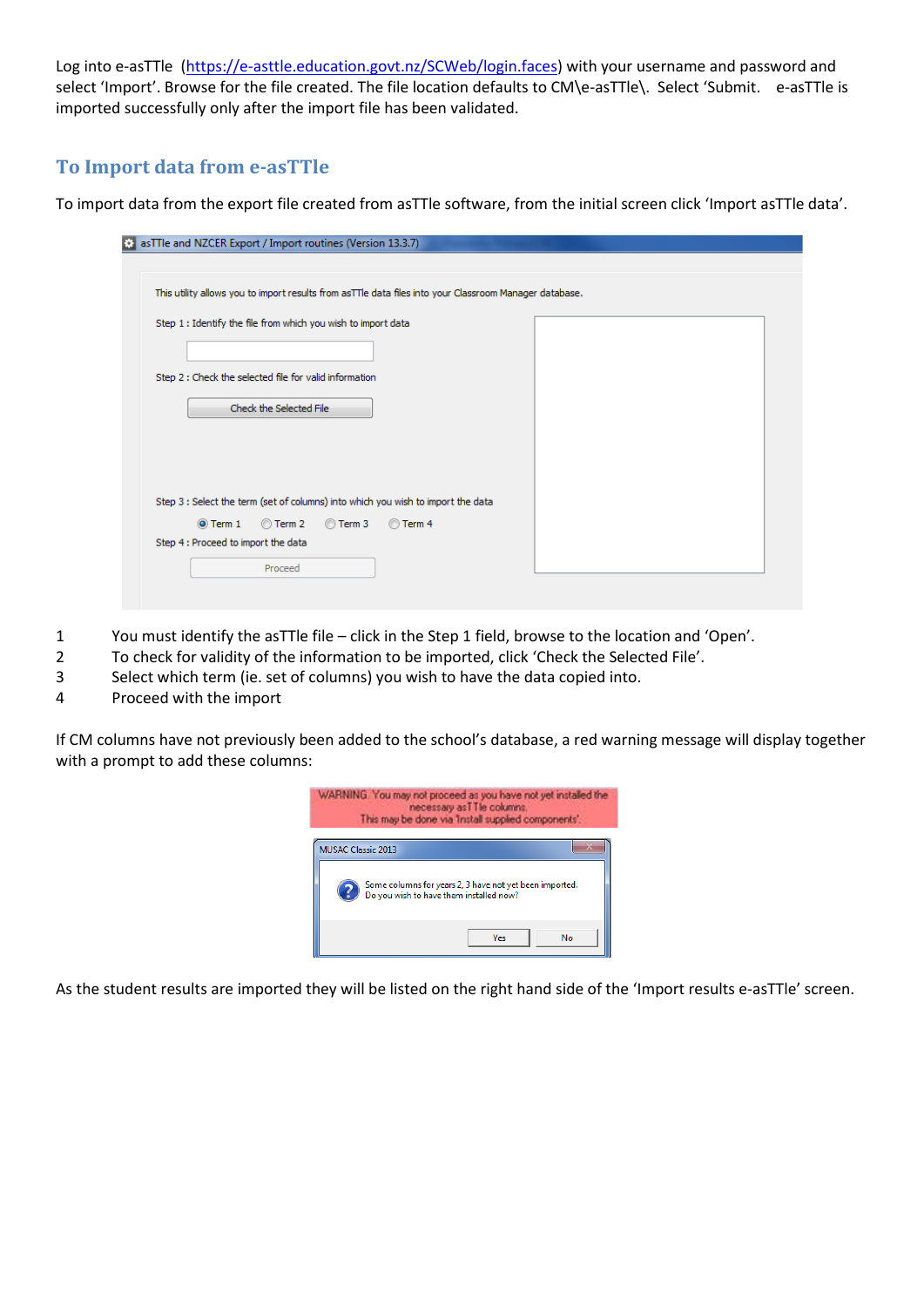Log into e-asTTle (https://e-asttle.education.govt.nz/SCWeb/login.faces) with your username and password and select 'Import'. Browse for the file created. The file location defaults to CM\e-asTTle\. Select 'Submit. e-asTTle is imported successfully only after the import file has been validated.

## To Import data from e-asTTle

To import data from the export file created from asTTle software, from the initial screen click 'Import asTTle data'.

asTTle and NZCER Export / Import routines (Version 13.3.7)

This utility allows you to import results from asTTle data files into your Classroom Manager database.

Step 1 : Identify the file from which you wish to import data

Step 2 : Check the selected file for valid information

Check the Selected File

Step 3 : Select the term (set of columns) into which you wish to import the data

Term 1 Term 2 Term 3 Term 4

Step 4 : Proceed to import the data

Proceed

1. You must identify the asTTle file – click in the Step 1 field, browse to the location and 'Open'.
2. To check for validity of the information to be imported, click 'Check the Selected File'.
3. Select which term (ie. set of columns) you wish to have the data copied into.
4. Proceed with the import

If CM columns have not previously been added to the school's database, a red warning message will display together with a prompt to add these columns:

WARNING. You may not proceed as you have not yet installed the necessary asTTle columns. This may be done via 'Install supplied components'.

MUSAC Classic 2013

Some columns for years 2, 3 have not yet been imported. Do you wish to have them installed now?

Yes No

As the student results are imported they will be listed on the right hand side of the 'Import results e-asTTle' screen.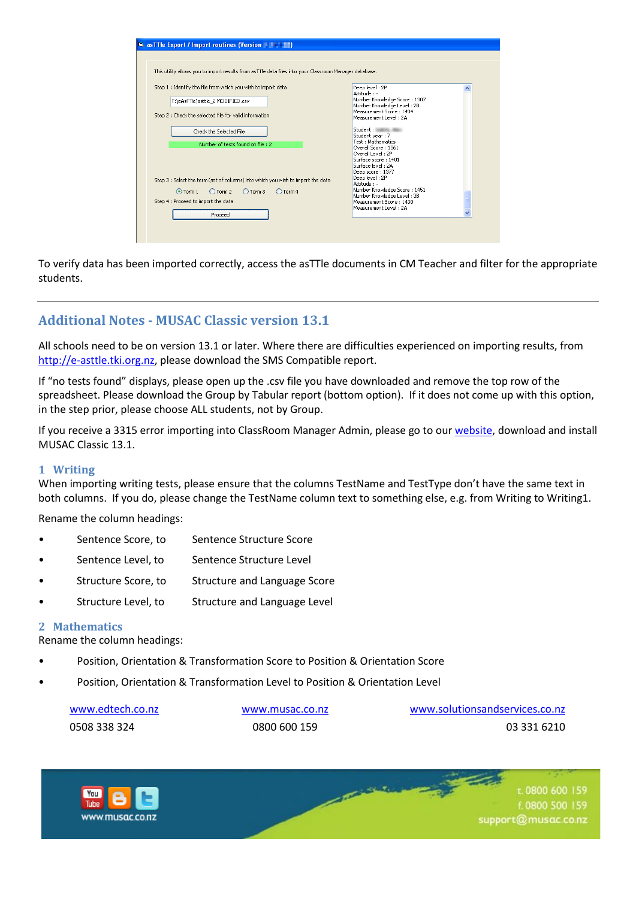To verify data has been imported correctly, access the asTTle documents in CM Teacher and filter for the appropriate students.

---

## Additional Notes - MUSAC Classic version 13.1

All schools need to be on version 13.1 or later. Where there are difficulties experienced on importing results, from http://e-astle.tki.org.nz, please download the SMS Compatible report.

If "no tests found" displays, please open up the .csv file you have downloaded and remove the top row of the spreadsheet. Please download the Group by Tabular report (bottom option). If it does not come up with this option, in the step prior, please choose ALL students, not by Group.

If you receive a 3315 error importing into ClassRoom Manager Admin, please go to our website, download and install MUSAC Classic 13.1.

### 1 Writing

When importing writing tests, please ensure that the columns TestName and TestType don't have the same text in both columns. If you do, please change the TestName column text to something else, e.g. from Writing to Writing1.

Rename the column headings:

- Sentence Score, to Sentence Structure Score
- Sentence Level, to Sentence Structure Level
- Structure Score, to Structure and Language Score
- Structure Level, to Structure and Language Level

### 2 Mathematics

Rename the column headings:

- Position, Orientation & Transformation Score to Position & Orientation Score
- Position, Orientation & Transformation Level to Position & Orientation Level

www.edtech.co.nz 0508 338 324

www.musac.co.nz 0800 600 159

www.solutionsandservices.co.nz 03 331 6210

www.musac.co.nz

t. 0800 600 159
f. 0800 500 159
support@musac.co.nz